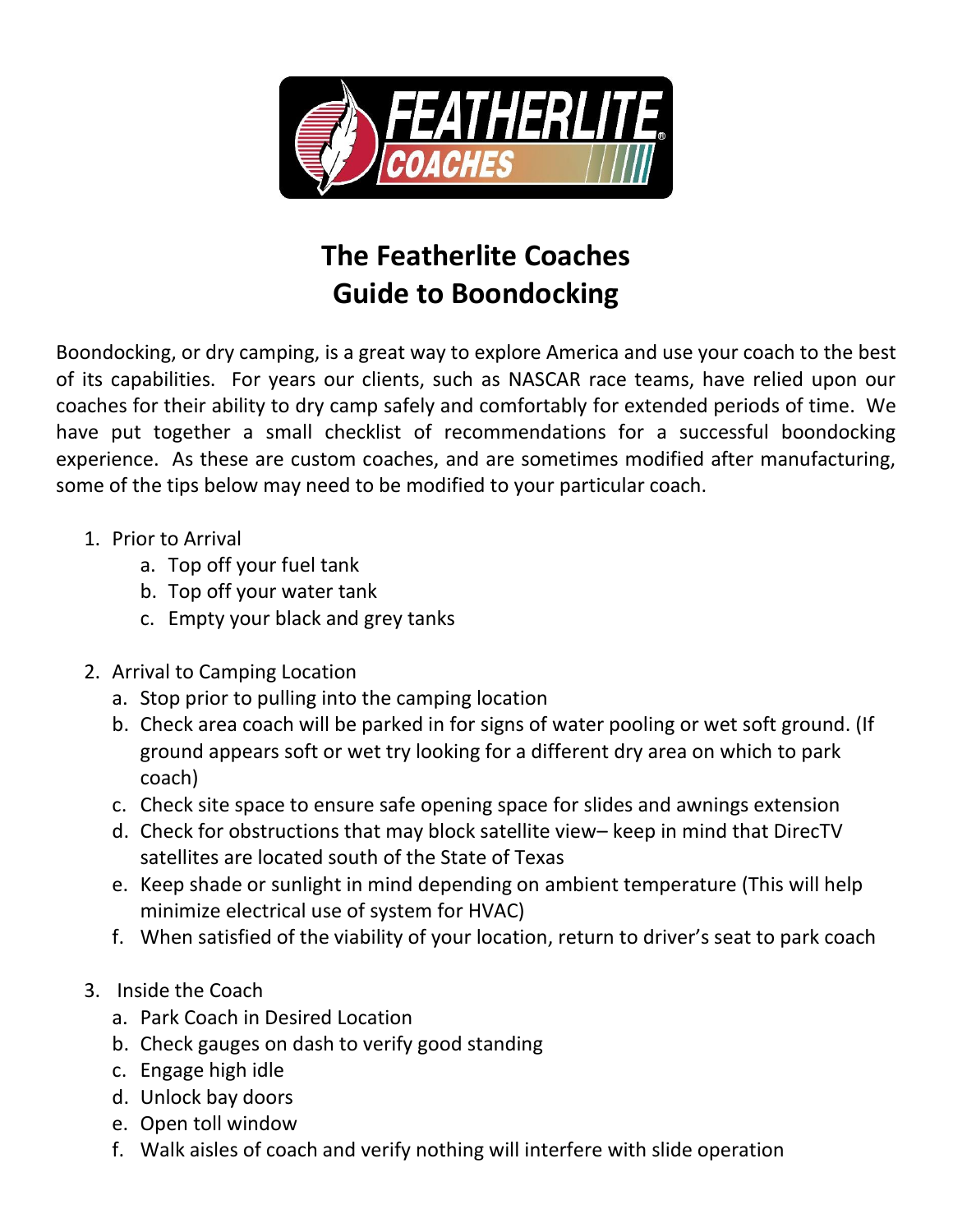# The Featherlite Coaches Guide to Boondocking

Boondocking, or dry camping, is a great way to explore America and use your coach to the best of its capabilities. For years our clients, such as NASCAR race teams, have relied upon our coaches for their ability to dry camp safely and comfortably for extended periods of time. We have put together a small checklist of recommendations for a successful boondocking experience. As these are custom coaches, and are sometimes modified after manufacturing, some of the tips below may need to be modified to your particular coach.

1. Prior to Arrival
   a. Top off your fuel tank
   b. Top off your water tank
   c. Empty your black and grey tanks

2. Arrival to Camping Location
   a. Stop prior to pulling into the camping location
   b. Check area coach will be parked in for signs of water pooling or wet soft ground. (If ground appears soft or wet try looking for a different dry area on which to park coach)
   c. Check site space to ensure safe opening space for slides and awnings extension
   d. Check for obstructions that may block satellite view– keep in mind that DirecTV satellites are located south of the State of Texas
   e. Keep shade or sunlight in mind depending on ambient temperature (This will help minimize electrical use of system for HVAC)
   f. When satisfied of the viability of your location, return to driver's seat to park coach

3. Inside the Coach
   a. Park Coach in Desired Location
   b. Check gauges on dash to verify good standing
   c. Engage high idle
   d. Unlock bay doors
   e. Open toll window
   f. Walk aisles of coach and verify nothing will interfere with slide operation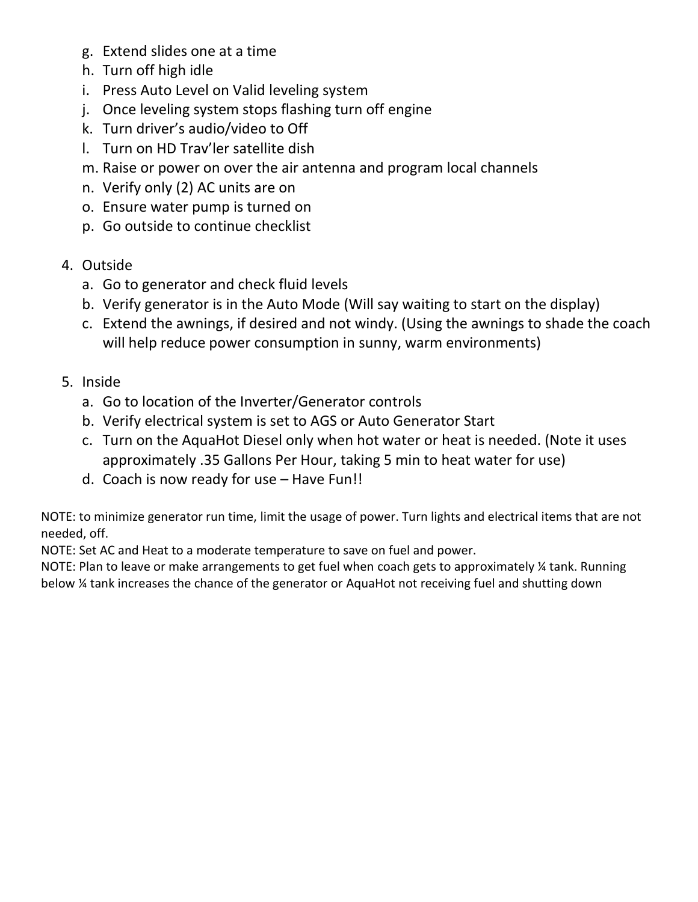g. Extend slides one at a time
h. Turn off high idle
i. Press Auto Level on Valid leveling system
j. Once leveling system stops flashing turn off engine
k. Turn driver's audio/video to Off
l. Turn on HD Trav'ler satellite dish
m. Raise or power on over the air antenna and program local channels
n. Verify only (2) AC units are on
o. Ensure water pump is turned on
p. Go outside to continue checklist

4. Outside
   a. Go to generator and check fluid levels
   b. Verify generator is in the Auto Mode (Will say waiting to start on the display)
   c. Extend the awnings, if desired and not windy. (Using the awnings to shade the coach will help reduce power consumption in sunny, warm environments)

5. Inside
   a. Go to location of the Inverter/Generator controls
   b. Verify electrical system is set to AGS or Auto Generator Start
   c. Turn on the AquaHot Diesel only when hot water or heat is needed. (Note it uses approximately .35 Gallons Per Hour, taking 5 min to heat water for use)
   d. Coach is now ready for use – Have Fun!!

NOTE: to minimize generator run time, limit the usage of power. Turn lights and electrical items that are not needed, off.

NOTE: Set AC and Heat to a moderate temperature to save on fuel and power.

NOTE: Plan to leave or make arrangements to get fuel when coach gets to approximately ¼ tank. Running below ¼ tank increases the chance of the generator or AquaHot not receiving fuel and shutting down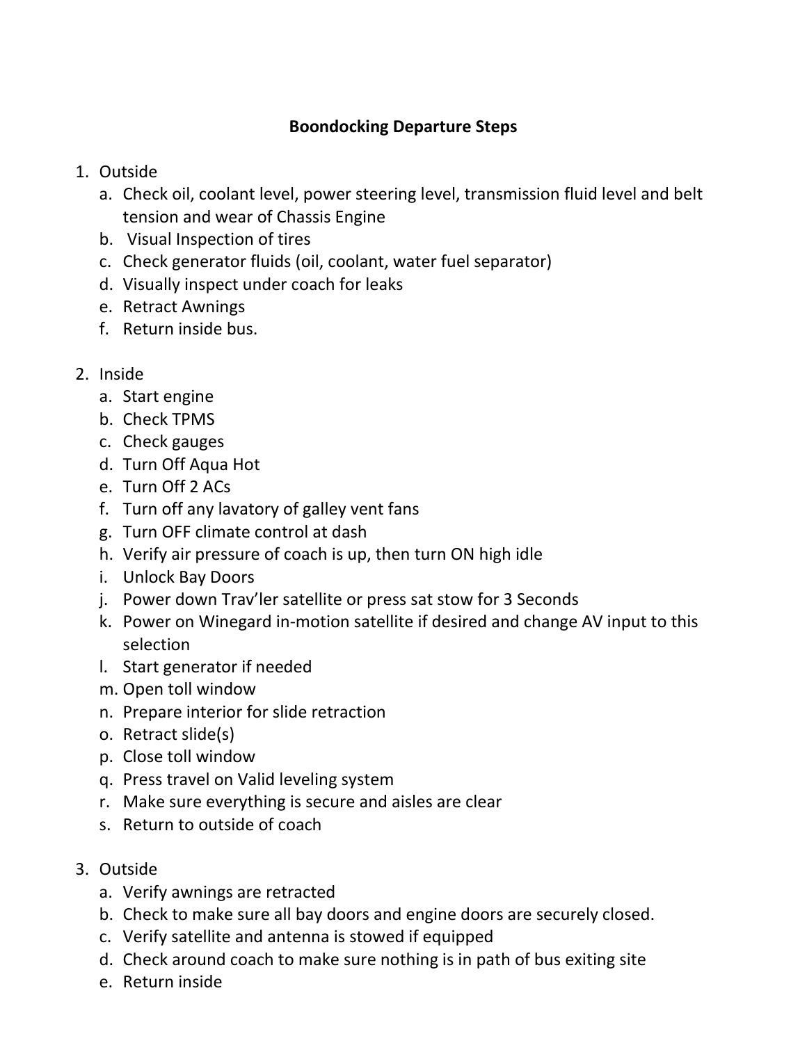**Boondocking Departure Steps**

1. Outside
   a. Check oil, coolant level, power steering level, transmission fluid level and belt tension and wear of Chassis Engine
   b. Visual Inspection of tires
   c. Check generator fluids (oil, coolant, water fuel separator)
   d. Visually inspect under coach for leaks
   e. Retract Awnings
   f. Return inside bus.

2. Inside
   a. Start engine
   b. Check TPMS
   c. Check gauges
   d. Turn Off Aqua Hot
   e. Turn Off 2 ACs
   f. Turn off any lavatory of galley vent fans
   g. Turn OFF climate control at dash
   h. Verify air pressure of coach is up, then turn ON high idle
   i. Unlock Bay Doors
   j. Power down Trav'ler satellite or press sat stow for 3 Seconds
   k. Power on Winegard in-motion satellite if desired and change AV input to this selection
   l. Start generator if needed
   m. Open toll window
   n. Prepare interior for slide retraction
   o. Retract slide(s)
   p. Close toll window
   q. Press travel on Valid leveling system
   r. Make sure everything is secure and aisles are clear
   s. Return to outside of coach

3. Outside
   a. Verify awnings are retracted
   b. Check to make sure all bay doors and engine doors are securely closed.
   c. Verify satellite and antenna is stowed if equipped
   d. Check around coach to make sure nothing is in path of bus exiting site
   e. Return inside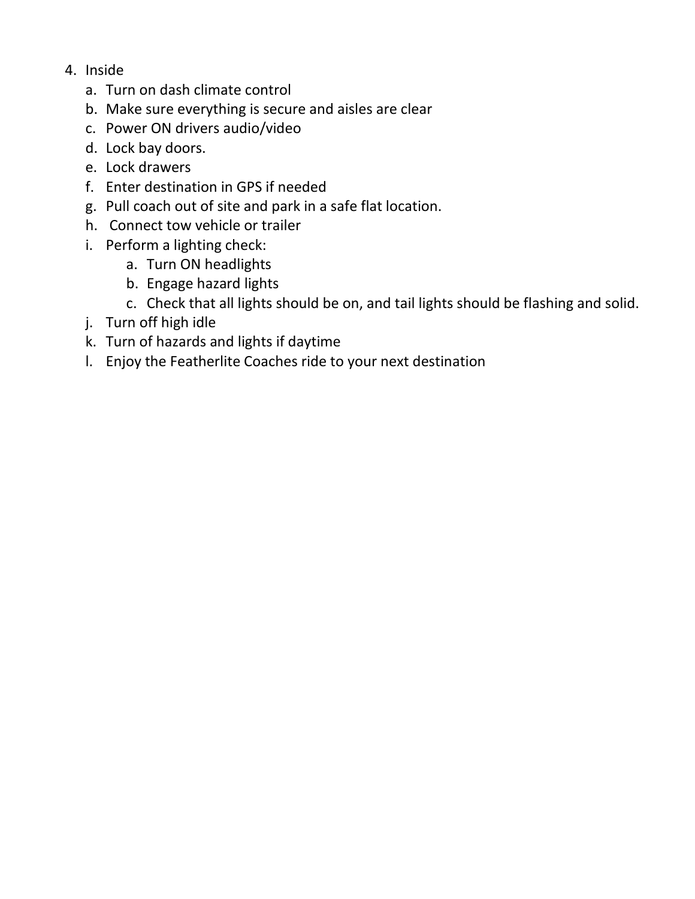4. Inside
    a. Turn on dash climate control
    b. Make sure everything is secure and aisles are clear
    c. Power ON drivers audio/video
    d. Lock bay doors.
    e. Lock drawers
    f. Enter destination in GPS if needed
    g. Pull coach out of site and park in a safe flat location.
    h. Connect tow vehicle or trailer
    i. Perform a lighting check:
        a. Turn ON headlights
        b. Engage hazard lights
        c. Check that all lights should be on, and tail lights should be flashing and solid.
    j. Turn off high idle
    k. Turn of hazards and lights if daytime
    l. Enjoy the Featherlite Coaches ride to your next destination